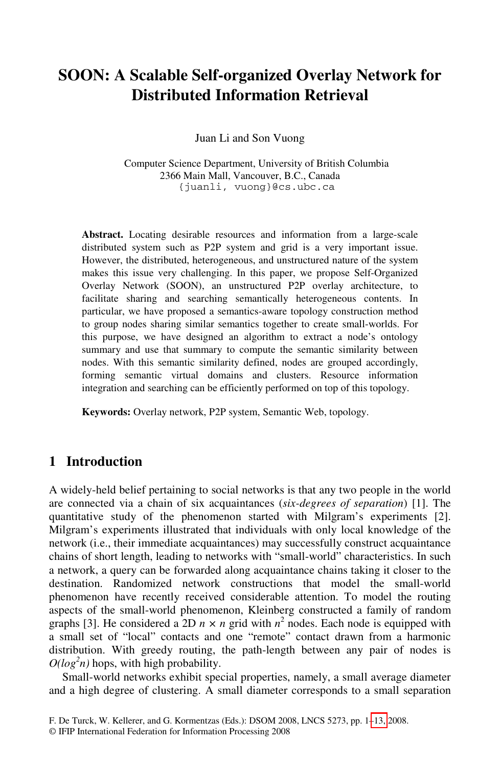# SOON: A Scalable Self-organized Overlay Network for Distributed Information Retrieval

Juan Li and Son Vuong

Computer Science Department, University of British Columbia
2366 Main Mall, Vancouver, B.C., Canada
{juanli, vuong}@cs.ubc.ca

**Abstract.** Locating desirable resources and information from a large-scale distributed system such as P2P system and grid is a very important issue. However, the distributed, heterogeneous, and unstructured nature of the system makes this issue very challenging. In this paper, we propose Self-Organized Overlay Network (SOON), an unstructured P2P overlay architecture, to facilitate sharing and searching semantically heterogeneous contents. In particular, we have proposed a semantics-aware topology construction method to group nodes sharing similar semantics together to create small-worlds. For this purpose, we have designed an algorithm to extract a node's ontology summary and use that summary to compute the semantic similarity between nodes. With this semantic similarity defined, nodes are grouped accordingly, forming semantic virtual domains and clusters. Resource information integration and searching can be efficiently performed on top of this topology.

**Keywords:** Overlay network, P2P system, Semantic Web, topology.

## 1 Introduction

A widely-held belief pertaining to social networks is that any two people in the world are connected via a chain of six acquaintances (*six-degrees of separation*) [1]. The quantitative study of the phenomenon started with Milgram's experiments [2]. Milgram's experiments illustrated that individuals with only local knowledge of the network (i.e., their immediate acquaintances) may successfully construct acquaintance chains of short length, leading to networks with "small-world" characteristics. In such a network, a query can be forwarded along acquaintance chains taking it closer to the destination. Randomized network constructions that model the small-world phenomenon have recently received considerable attention. To model the routing aspects of the small-world phenomenon, Kleinberg constructed a family of random graphs [3]. He considered a 2D $n \times n$ grid with $n^2$ nodes. Each node is equipped with a small set of "local" contacts and one "remote" contact drawn from a harmonic distribution. With greedy routing, the path-length between any pair of nodes is $O(log^2n)$ hops, with high probability.

Small-world networks exhibit special properties, namely, a small average diameter and a high degree of clustering. A small diameter corresponds to a small separation

F. De Turck, W. Kellerer, and G. Kormentzas (Eds.): DSOM 2008, LNCS 5273, pp. 1–13, 2008.
© IFIP International Federation for Information Processing 2008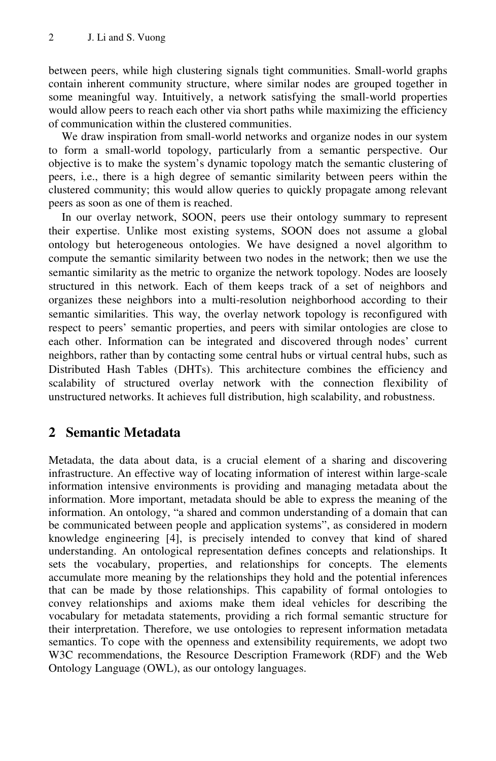between peers, while high clustering signals tight communities. Small-world graphs contain inherent community structure, where similar nodes are grouped together in some meaningful way. Intuitively, a network satisfying the small-world properties would allow peers to reach each other via short paths while maximizing the efficiency of communication within the clustered communities.

We draw inspiration from small-world networks and organize nodes in our system to form a small-world topology, particularly from a semantic perspective. Our objective is to make the system's dynamic topology match the semantic clustering of peers, i.e., there is a high degree of semantic similarity between peers within the clustered community; this would allow queries to quickly propagate among relevant peers as soon as one of them is reached.

In our overlay network, SOON, peers use their ontology summary to represent their expertise. Unlike most existing systems, SOON does not assume a global ontology but heterogeneous ontologies. We have designed a novel algorithm to compute the semantic similarity between two nodes in the network; then we use the semantic similarity as the metric to organize the network topology. Nodes are loosely structured in this network. Each of them keeps track of a set of neighbors and organizes these neighbors into a multi-resolution neighborhood according to their semantic similarities. This way, the overlay network topology is reconfigured with respect to peers' semantic properties, and peers with similar ontologies are close to each other. Information can be integrated and discovered through nodes' current neighbors, rather than by contacting some central hubs or virtual central hubs, such as Distributed Hash Tables (DHTs). This architecture combines the efficiency and scalability of structured overlay network with the connection flexibility of unstructured networks. It achieves full distribution, high scalability, and robustness.

## 2 Semantic Metadata

Metadata, the data about data, is a crucial element of a sharing and discovering infrastructure. An effective way of locating information of interest within large-scale information intensive environments is providing and managing metadata about the information. More important, metadata should be able to express the meaning of the information. An ontology, "a shared and common understanding of a domain that can be communicated between people and application systems", as considered in modern knowledge engineering [4], is precisely intended to convey that kind of shared understanding. An ontological representation defines concepts and relationships. It sets the vocabulary, properties, and relationships for concepts. The elements accumulate more meaning by the relationships they hold and the potential inferences that can be made by those relationships. This capability of formal ontologies to convey relationships and axioms make them ideal vehicles for describing the vocabulary for metadata statements, providing a rich formal semantic structure for their interpretation. Therefore, we use ontologies to represent information metadata semantics. To cope with the openness and extensibility requirements, we adopt two W3C recommendations, the Resource Description Framework (RDF) and the Web Ontology Language (OWL), as our ontology languages.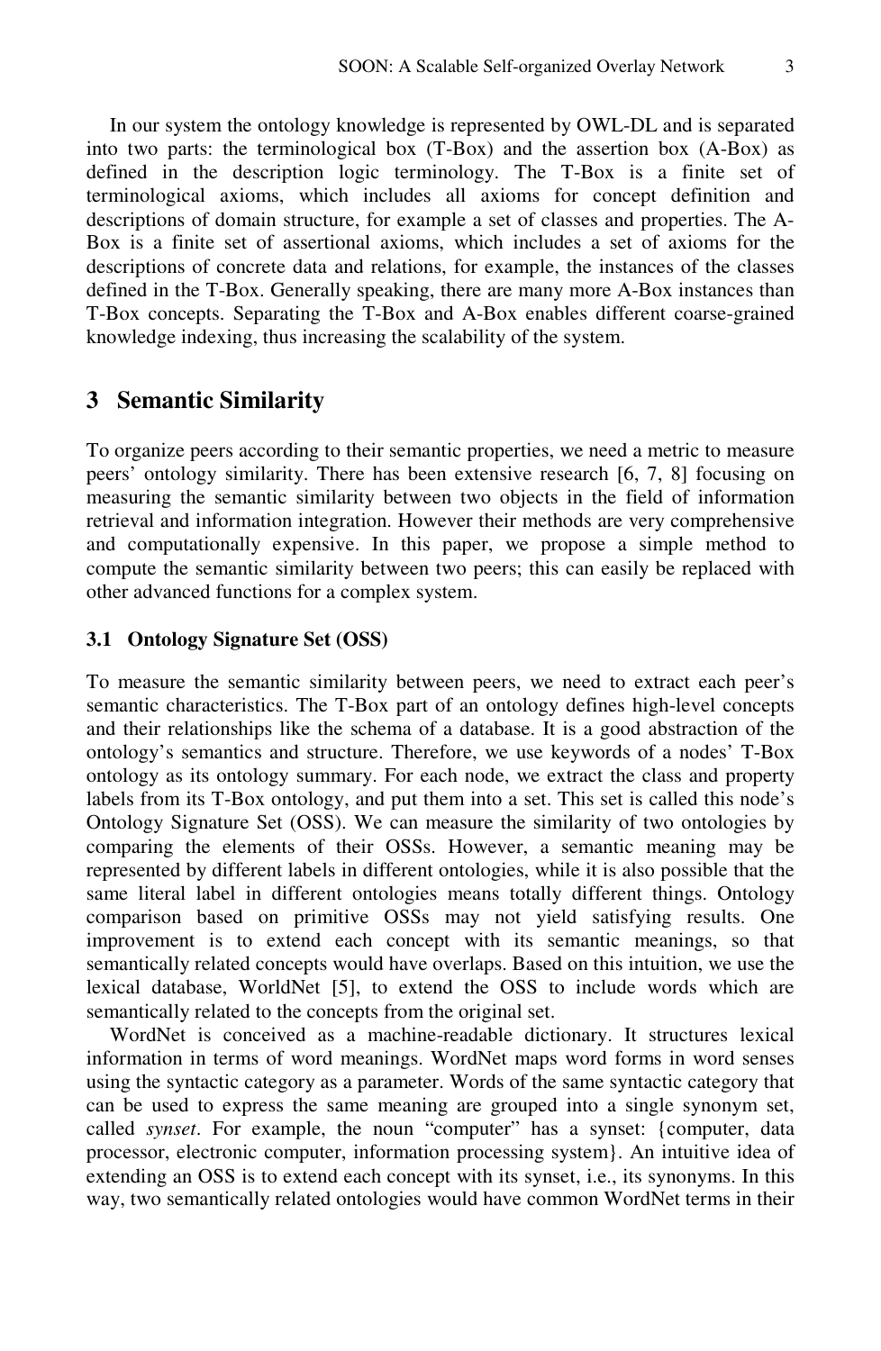In our system the ontology knowledge is represented by OWL-DL and is separated into two parts: the terminological box (T-Box) and the assertion box (A-Box) as defined in the description logic terminology. The T-Box is a finite set of terminological axioms, which includes all axioms for concept definition and descriptions of domain structure, for example a set of classes and properties. The A-Box is a finite set of assertional axioms, which includes a set of axioms for the descriptions of concrete data and relations, for example, the instances of the classes defined in the T-Box. Generally speaking, there are many more A-Box instances than T-Box concepts. Separating the T-Box and A-Box enables different coarse-grained knowledge indexing, thus increasing the scalability of the system.

## 3 Semantic Similarity

To organize peers according to their semantic properties, we need a metric to measure peers' ontology similarity. There has been extensive research [6, 7, 8] focusing on measuring the semantic similarity between two objects in the field of information retrieval and information integration. However their methods are very comprehensive and computationally expensive. In this paper, we propose a simple method to compute the semantic similarity between two peers; this can easily be replaced with other advanced functions for a complex system.

### 3.1 Ontology Signature Set (OSS)

To measure the semantic similarity between peers, we need to extract each peer's semantic characteristics. The T-Box part of an ontology defines high-level concepts and their relationships like the schema of a database. It is a good abstraction of the ontology's semantics and structure. Therefore, we use keywords of a nodes' T-Box ontology as its ontology summary. For each node, we extract the class and property labels from its T-Box ontology, and put them into a set. This set is called this node's Ontology Signature Set (OSS). We can measure the similarity of two ontologies by comparing the elements of their OSSs. However, a semantic meaning may be represented by different labels in different ontologies, while it is also possible that the same literal label in different ontologies means totally different things. Ontology comparison based on primitive OSSs may not yield satisfying results. One improvement is to extend each concept with its semantic meanings, so that semantically related concepts would have overlaps. Based on this intuition, we use the lexical database, WorldNet [5], to extend the OSS to include words which are semantically related to the concepts from the original set.

WordNet is conceived as a machine-readable dictionary. It structures lexical information in terms of word meanings. WordNet maps word forms in word senses using the syntactic category as a parameter. Words of the same syntactic category that can be used to express the same meaning are grouped into a single synonym set, called *synset*. For example, the noun "computer" has a synset: {computer, data processor, electronic computer, information processing system}. An intuitive idea of extending an OSS is to extend each concept with its synset, i.e., its synonyms. In this way, two semantically related ontologies would have common WordNet terms in their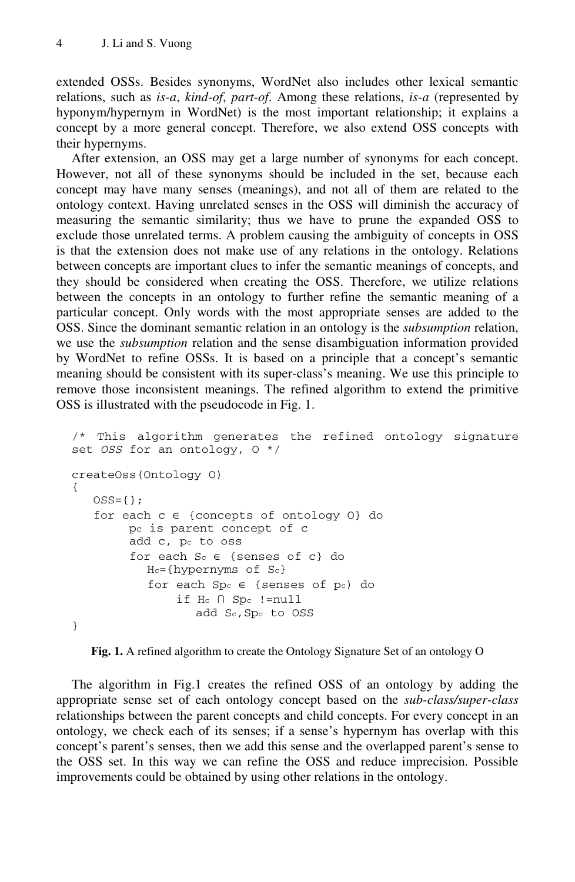extended OSSs. Besides synonyms, WordNet also includes other lexical semantic relations, such as *is-a*, *kind-of*, *part-of*. Among these relations, *is-a* (represented by hyponym/hypernym in WordNet) is the most important relationship; it explains a concept by a more general concept. Therefore, we also extend OSS concepts with their hypernyms.

After extension, an OSS may get a large number of synonyms for each concept. However, not all of these synonyms should be included in the set, because each concept may have many senses (meanings), and not all of them are related to the ontology context. Having unrelated senses in the OSS will diminish the accuracy of measuring the semantic similarity; thus we have to prune the expanded OSS to exclude those unrelated terms. A problem causing the ambiguity of concepts in OSS is that the extension does not make use of any relations in the ontology. Relations between concepts are important clues to infer the semantic meanings of concepts, and they should be considered when creating the OSS. Therefore, we utilize relations between the concepts in an ontology to further refine the semantic meaning of a particular concept. Only words with the most appropriate senses are added to the OSS. Since the dominant semantic relation in an ontology is the *subsumption* relation, we use the *subsumption* relation and the sense disambiguation information provided by WordNet to refine OSSs. It is based on a principle that a concept's semantic meaning should be consistent with its super-class's meaning. We use this principle to remove those inconsistent meanings. The refined algorithm to extend the primitive OSS is illustrated with the pseudocode in Fig. 1.

```
/* This algorithm generates the refined ontology signature
set OSS for an ontology, O */

createOss(Ontology O)
{
   OSS={};
   for each c ∈ {concepts of ontology O} do
        pc is parent concept of c
        add c, pc to oss
        for each Sc ∈ {senses of c} do
           Hc={hypernyms of Sc}
           for each Spc ∈ {senses of pc) do
                if Hc ∩ Spc !=null
                   add Sc,Spc to OSS
}
```

**Fig. 1.** A refined algorithm to create the Ontology Signature Set of an ontology O

The algorithm in Fig.1 creates the refined OSS of an ontology by adding the appropriate sense set of each ontology concept based on the *sub-class/super-class* relationships between the parent concepts and child concepts. For every concept in an ontology, we check each of its senses; if a sense's hypernym has overlap with this concept's parent's senses, then we add this sense and the overlapped parent's sense to the OSS set. In this way we can refine the OSS and reduce imprecision. Possible improvements could be obtained by using other relations in the ontology.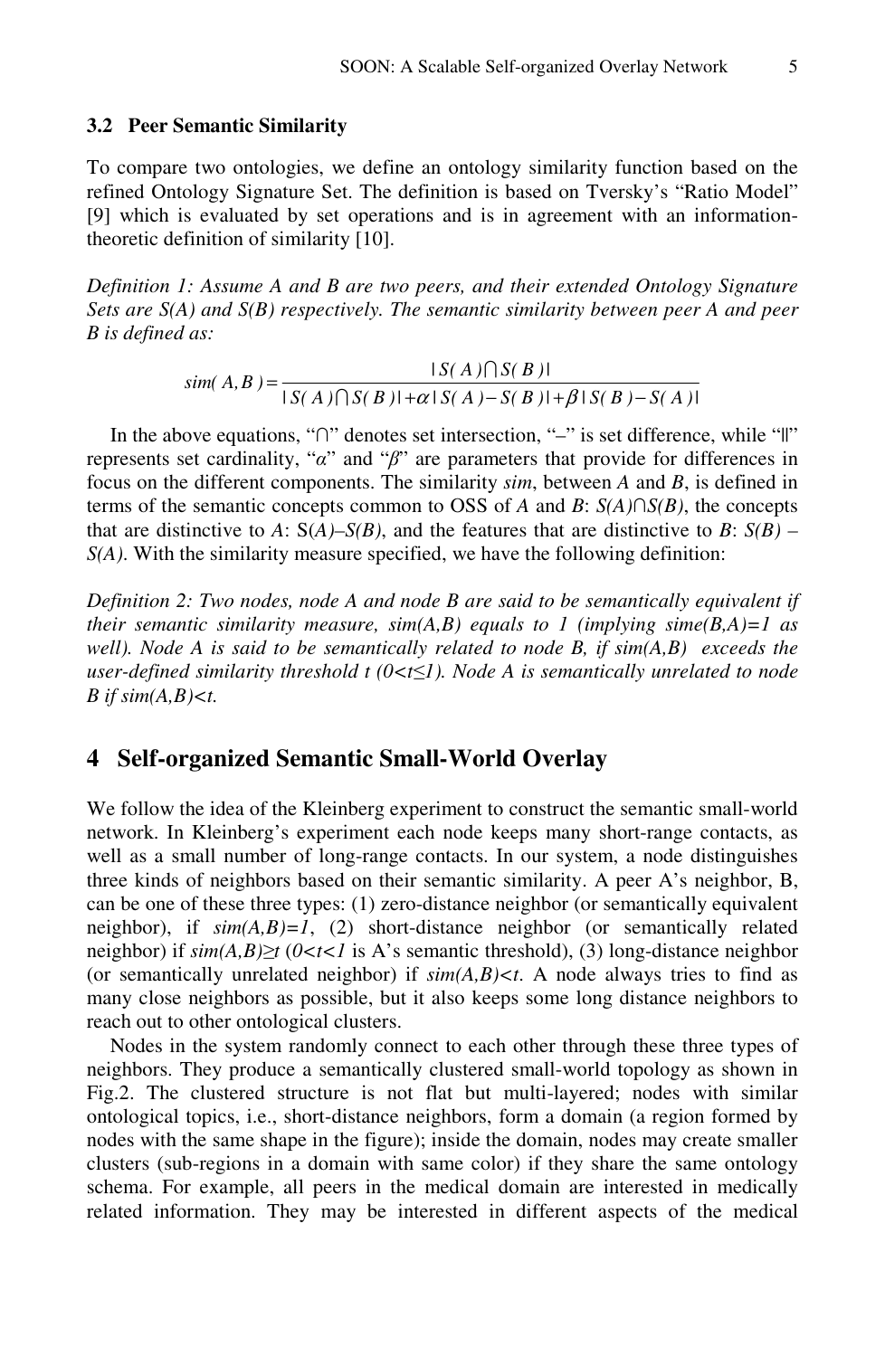### 3.2 Peer Semantic Similarity

To compare two ontologies, we define an ontology similarity function based on the refined Ontology Signature Set. The definition is based on Tversky's "Ratio Model" [9] which is evaluated by set operations and is in agreement with an information-theoretic definition of similarity [10].

*Definition 1: Assume A and B are two peers, and their extended Ontology Signature Sets are S(A) and S(B) respectively. The semantic similarity between peer A and peer B is defined as:*

$$sim(A,B) = \frac{|S(A) \cap S(B)|}{|S(A) \cap S(B)| + \alpha |S(A) - S(B)| + \beta |S(B) - S(A)|}$$

In the above equations, "∩" denotes set intersection, "–" is set difference, while "||" represents set cardinality, "$\alpha$" and "$\beta$" are parameters that provide for differences in focus on the different components. The similarity *sim*, between *A* and *B*, is defined in terms of the semantic concepts common to OSS of *A* and *B*: $S(A) \cap S(B)$, the concepts that are distinctive to *A*: $S(A) - S(B)$, and the features that are distinctive to *B*: $S(B) - S(A)$. With the similarity measure specified, we have the following definition:

*Definition 2: Two nodes, node A and node B are said to be semantically equivalent if their semantic similarity measure, sim(A,B) equals to 1 (implying sime(B,A)=1 as well). Node A is said to be semantically related to node B, if sim(A,B) exceeds the user-defined similarity threshold t ($0<t\leq1$). Node A is semantically unrelated to node B if $sim(A,B)<t$.*

## 4 Self-organized Semantic Small-World Overlay

We follow the idea of the Kleinberg experiment to construct the semantic small-world network. In Kleinberg's experiment each node keeps many short-range contacts, as well as a small number of long-range contacts. In our system, a node distinguishes three kinds of neighbors based on their semantic similarity. A peer A's neighbor, B, can be one of these three types: (1) zero-distance neighbor (or semantically equivalent neighbor), if $sim(A,B)=1$, (2) short-distance neighbor (or semantically related neighbor) if $sim(A,B)\geq t$ ($0<t<1$ is A's semantic threshold), (3) long-distance neighbor (or semantically unrelated neighbor) if $sim(A,B)<t$. A node always tries to find as many close neighbors as possible, but it also keeps some long distance neighbors to reach out to other ontological clusters.

Nodes in the system randomly connect to each other through these three types of neighbors. They produce a semantically clustered small-world topology as shown in Fig.2. The clustered structure is not flat but multi-layered; nodes with similar ontological topics, i.e., short-distance neighbors, form a domain (a region formed by nodes with the same shape in the figure); inside the domain, nodes may create smaller clusters (sub-regions in a domain with same color) if they share the same ontology schema. For example, all peers in the medical domain are interested in medically related information. They may be interested in different aspects of the medical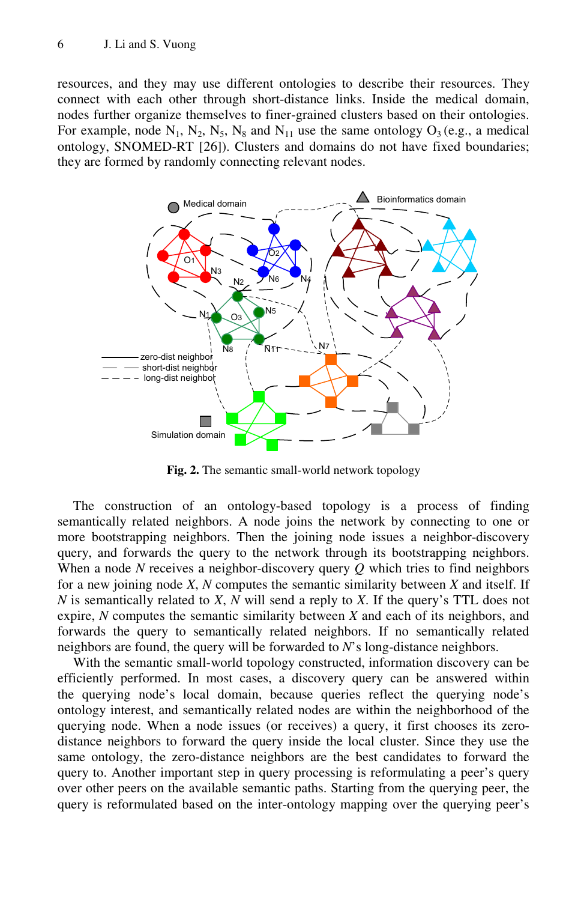resources, and they may use different ontologies to describe their resources. They connect with each other through short-distance links. Inside the medical domain, nodes further organize themselves to finer-grained clusters based on their ontologies. For example, node $N_1$, $N_2$, $N_5$, $N_8$ and $N_{11}$ use the same ontology $O_3$ (e.g., a medical ontology, SNOMED-RT [26]). Clusters and domains do not have fixed boundaries; they are formed by randomly connecting relevant nodes.

**Fig. 2.** The semantic small-world network topology

The construction of an ontology-based topology is a process of finding semantically related neighbors. A node joins the network by connecting to one or more bootstrapping neighbors. Then the joining node issues a neighbor-discovery query, and forwards the query to the network through its bootstrapping neighbors. When a node *N* receives a neighbor-discovery query *Q* which tries to find neighbors for a new joining node *X*, *N* computes the semantic similarity between *X* and itself. If *N* is semantically related to *X*, *N* will send a reply to *X*. If the query's TTL does not expire, *N* computes the semantic similarity between *X* and each of its neighbors, and forwards the query to semantically related neighbors. If no semantically related neighbors are found, the query will be forwarded to *N*'s long-distance neighbors.

With the semantic small-world topology constructed, information discovery can be efficiently performed. In most cases, a discovery query can be answered within the querying node's local domain, because queries reflect the querying node's ontology interest, and semantically related nodes are within the neighborhood of the querying node. When a node issues (or receives) a query, it first chooses its zero-distance neighbors to forward the query inside the local cluster. Since they use the same ontology, the zero-distance neighbors are the best candidates to forward the query to. Another important step in query processing is reformulating a peer's query over other peers on the available semantic paths. Starting from the querying peer, the query is reformulated based on the inter-ontology mapping over the querying peer's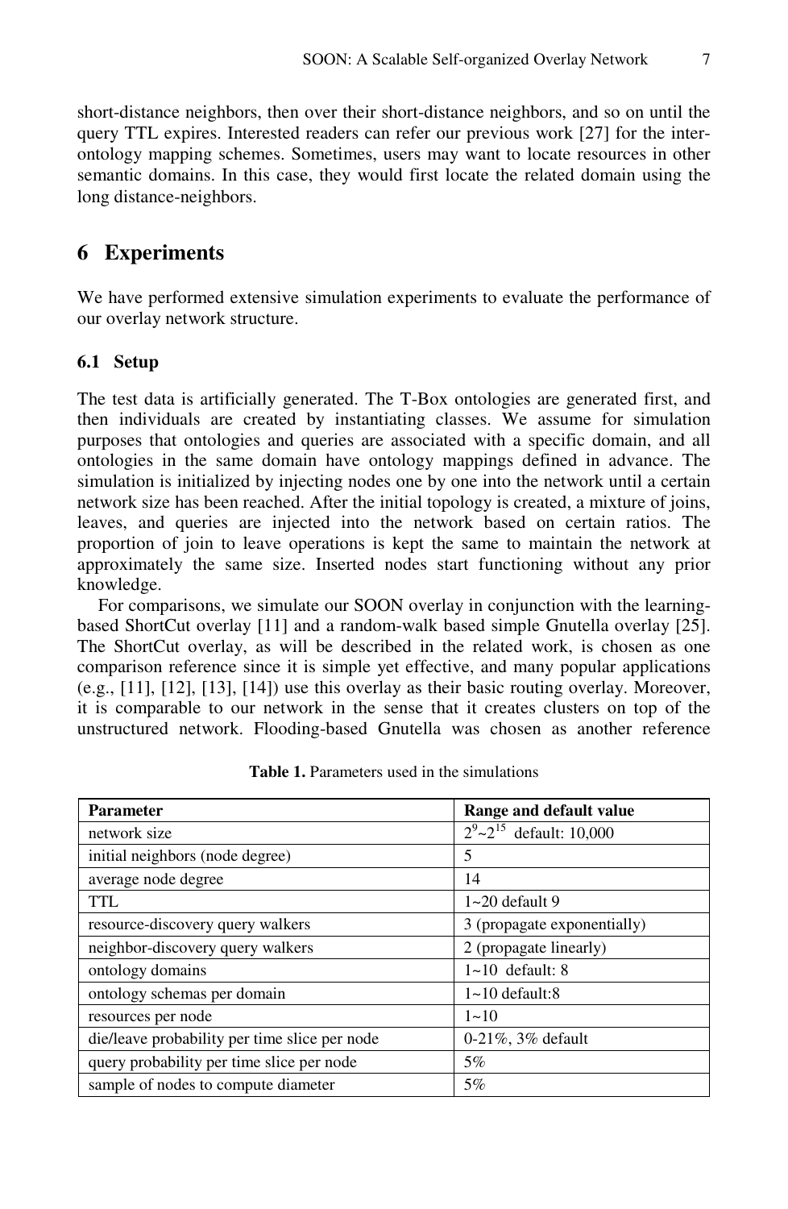short-distance neighbors, then over their short-distance neighbors, and so on until the query TTL expires. Interested readers can refer our previous work [27] for the inter-ontology mapping schemes. Sometimes, users may want to locate resources in other semantic domains. In this case, they would first locate the related domain using the long distance-neighbors.

## 6 Experiments

We have performed extensive simulation experiments to evaluate the performance of our overlay network structure.

### 6.1 Setup

The test data is artificially generated. The T-Box ontologies are generated first, and then individuals are created by instantiating classes. We assume for simulation purposes that ontologies and queries are associated with a specific domain, and all ontologies in the same domain have ontology mappings defined in advance. The simulation is initialized by injecting nodes one by one into the network until a certain network size has been reached. After the initial topology is created, a mixture of joins, leaves, and queries are injected into the network based on certain ratios. The proportion of join to leave operations is kept the same to maintain the network at approximately the same size. Inserted nodes start functioning without any prior knowledge.

For comparisons, we simulate our SOON overlay in conjunction with the learning-based ShortCut overlay [11] and a random-walk based simple Gnutella overlay [25]. The ShortCut overlay, as will be described in the related work, is chosen as one comparison reference since it is simple yet effective, and many popular applications (e.g., [11], [12], [13], [14]) use this overlay as their basic routing overlay. Moreover, it is comparable to our network in the sense that it creates clusters on top of the unstructured network. Flooding-based Gnutella was chosen as another reference

**Table 1.** Parameters used in the simulations

| Parameter | Range and default value |
|---|---|
| network size | $2^9$~$2^{15}$ default: 10,000 |
| initial neighbors (node degree) | 5 |
| average node degree | 14 |
| TTL | 1~20 default 9 |
| resource-discovery query walkers | 3 (propagate exponentially) |
| neighbor-discovery query walkers | 2 (propagate linearly) |
| ontology domains | 1~10 default: 8 |
| ontology schemas per domain | 1~10 default:8 |
| resources per node | 1~10 |
| die/leave probability per time slice per node | 0-21%, 3% default |
| query probability per time slice per node | 5% |
| sample of nodes to compute diameter | 5% |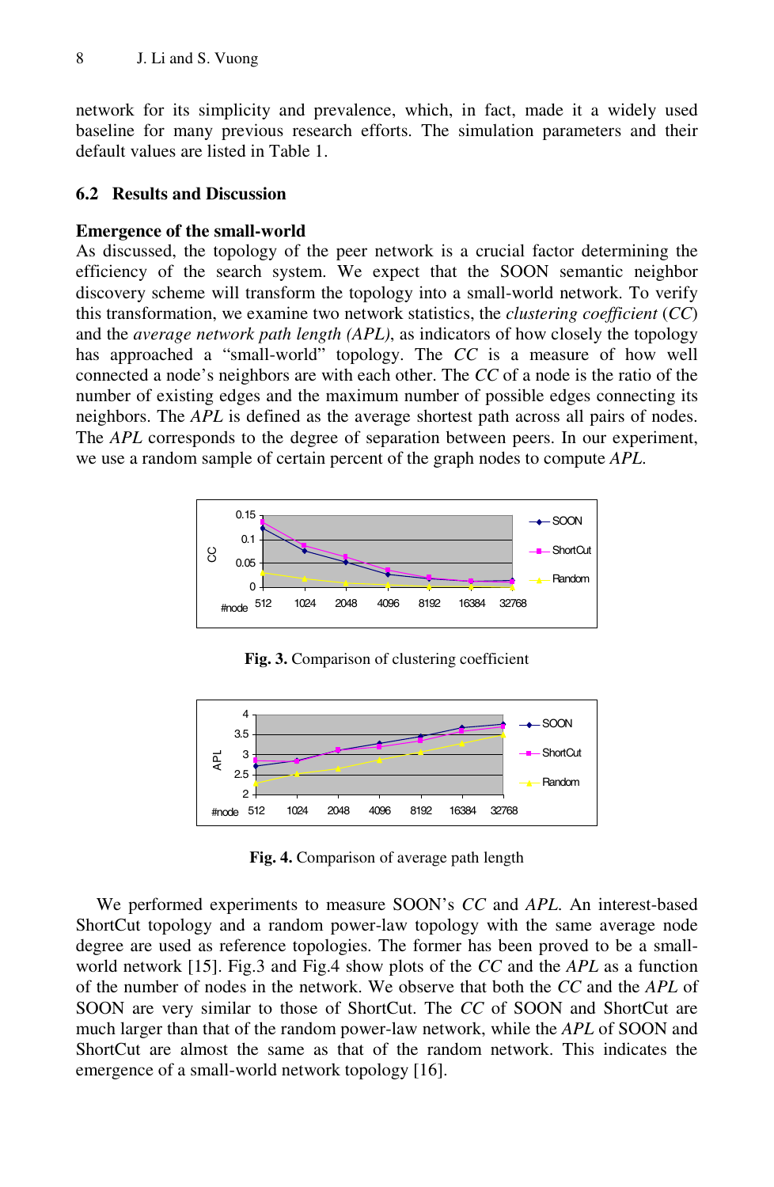network for its simplicity and prevalence, which, in fact, made it a widely used baseline for many previous research efforts. The simulation parameters and their default values are listed in Table 1.

### 6.2 Results and Discussion

**Emergence of the small-world**

As discussed, the topology of the peer network is a crucial factor determining the efficiency of the search system. We expect that the SOON semantic neighbor discovery scheme will transform the topology into a small-world network. To verify this transformation, we examine two network statistics, the *clustering coefficient* (*CC*) and the *average network path length (APL)*, as indicators of how closely the topology has approached a "small-world" topology. The *CC* is a measure of how well connected a node's neighbors are with each other. The *CC* of a node is the ratio of the number of existing edges and the maximum number of possible edges connecting its neighbors. The *APL* is defined as the average shortest path across all pairs of nodes. The *APL* corresponds to the degree of separation between peers. In our experiment, we use a random sample of certain percent of the graph nodes to compute *APL*.

**Fig. 3.** Comparison of clustering coefficient

**Fig. 4.** Comparison of average path length

We performed experiments to measure SOON's *CC* and *APL*. An interest-based ShortCut topology and a random power-law topology with the same average node degree are used as reference topologies. The former has been proved to be a small-world network [15]. Fig.3 and Fig.4 show plots of the *CC* and the *APL* as a function of the number of nodes in the network. We observe that both the *CC* and the *APL* of SOON are very similar to those of ShortCut. The *CC* of SOON and ShortCut are much larger than that of the random power-law network, while the *APL* of SOON and ShortCut are almost the same as that of the random network. This indicates the emergence of a small-world network topology [16].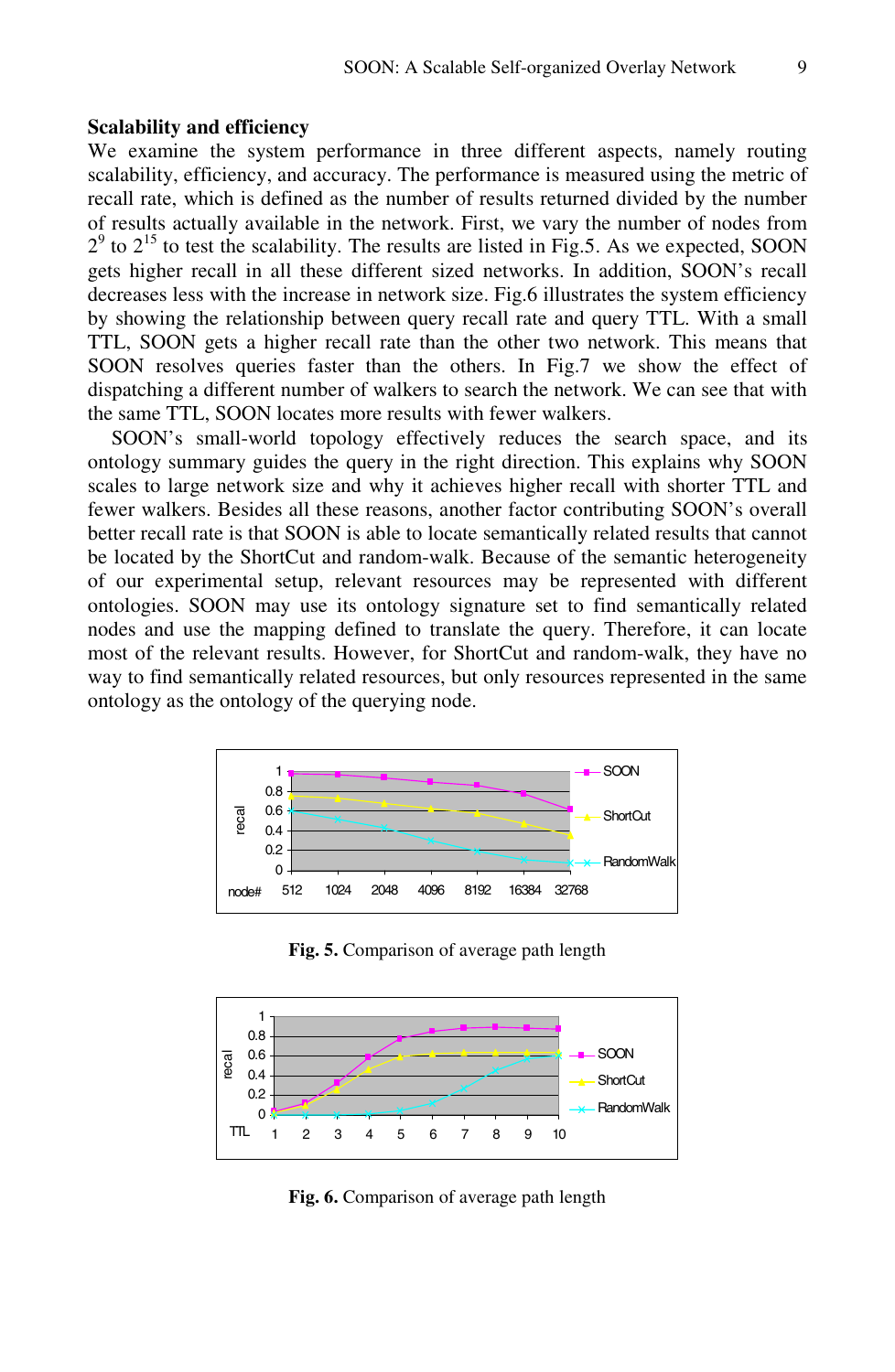**Scalability and efficiency**

We examine the system performance in three different aspects, namely routing scalability, efficiency, and accuracy. The performance is measured using the metric of recall rate, which is defined as the number of results returned divided by the number of results actually available in the network. First, we vary the number of nodes from $2^9$ to $2^{15}$ to test the scalability. The results are listed in Fig.5. As we expected, SOON gets higher recall in all these different sized networks. In addition, SOON's recall decreases less with the increase in network size. Fig.6 illustrates the system efficiency by showing the relationship between query recall rate and query TTL. With a small TTL, SOON gets a higher recall rate than the other two network. This means that SOON resolves queries faster than the others. In Fig.7 we show the effect of dispatching a different number of walkers to search the network. We can see that with the same TTL, SOON locates more results with fewer walkers.

SOON's small-world topology effectively reduces the search space, and its ontology summary guides the query in the right direction. This explains why SOON scales to large network size and why it achieves higher recall with shorter TTL and fewer walkers. Besides all these reasons, another factor contributing SOON's overall better recall rate is that SOON is able to locate semantically related results that cannot be located by the ShortCut and random-walk. Because of the semantic heterogeneity of our experimental setup, relevant resources may be represented with different ontologies. SOON may use its ontology signature set to find semantically related nodes and use the mapping defined to translate the query. Therefore, it can locate most of the relevant results. However, for ShortCut and random-walk, they have no way to find semantically related resources, but only resources represented in the same ontology as the ontology of the querying node.

recall
1
0.8
0.6
0.4
0.2
0
node# 512 1024 2048 4096 8192 16384 32768
SOON
ShortCut
RandomWalk

**Fig. 5.** Comparison of average path length

recall
1
0.8
0.6
0.4
0.2
0
TTL 1 2 3 4 5 6 7 8 9 10
SOON
ShortCut
RandomWalk

**Fig. 6.** Comparison of average path length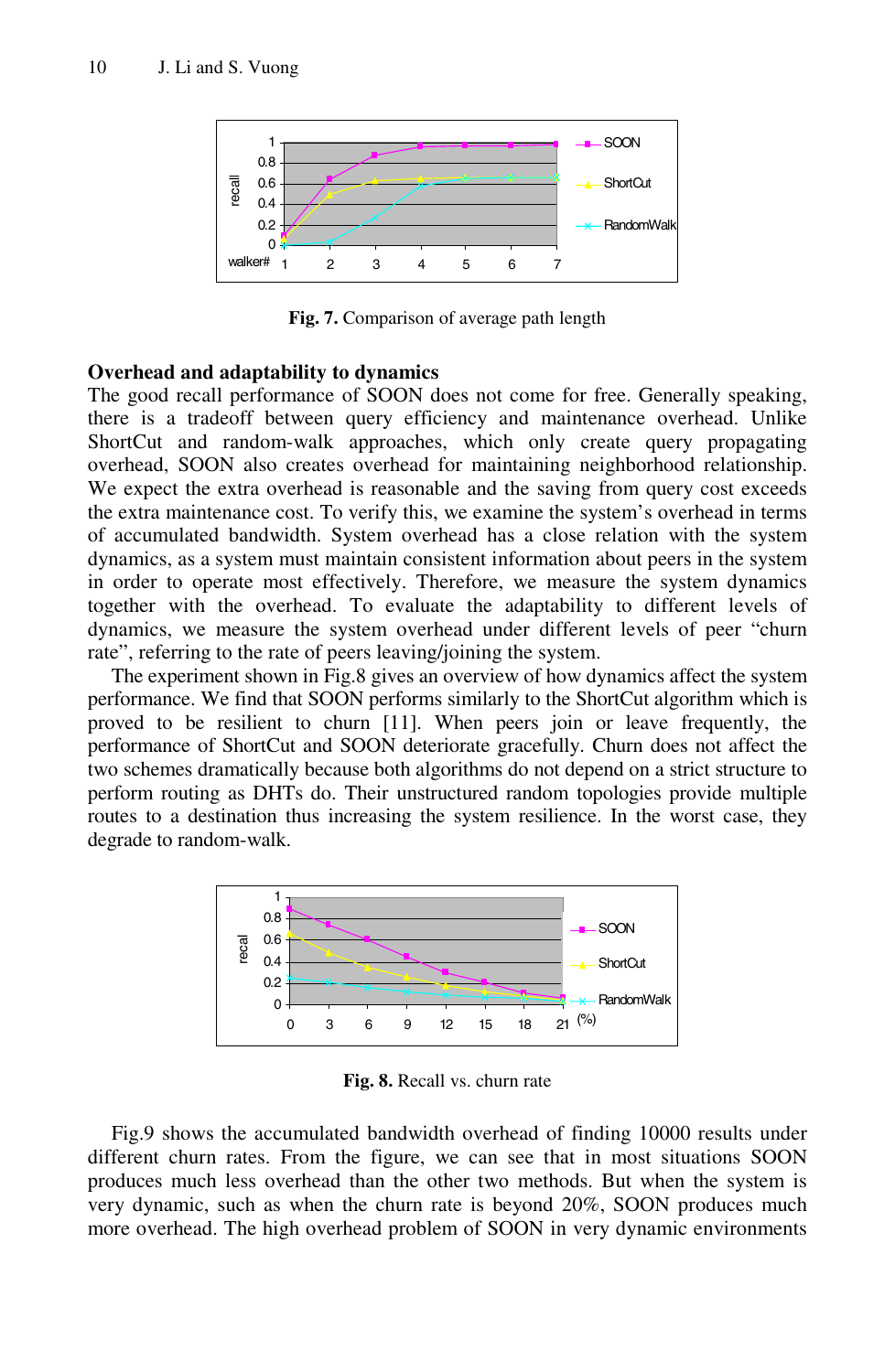**Fig. 7.** Comparison of average path length

**Overhead and adaptability to dynamics**

The good recall performance of SOON does not come for free. Generally speaking, there is a tradeoff between query efficiency and maintenance overhead. Unlike ShortCut and random-walk approaches, which only create query propagating overhead, SOON also creates overhead for maintaining neighborhood relationship. We expect the extra overhead is reasonable and the saving from query cost exceeds the extra maintenance cost. To verify this, we examine the system's overhead in terms of accumulated bandwidth. System overhead has a close relation with the system dynamics, as a system must maintain consistent information about peers in the system in order to operate most effectively. Therefore, we measure the system dynamics together with the overhead. To evaluate the adaptability to different levels of dynamics, we measure the system overhead under different levels of peer "churn rate", referring to the rate of peers leaving/joining the system.

The experiment shown in Fig.8 gives an overview of how dynamics affect the system performance. We find that SOON performs similarly to the ShortCut algorithm which is proved to be resilient to churn [11]. When peers join or leave frequently, the performance of ShortCut and SOON deteriorate gracefully. Churn does not affect the two schemes dramatically because both algorithms do not depend on a strict structure to perform routing as DHTs do. Their unstructured random topologies provide multiple routes to a destination thus increasing the system resilience. In the worst case, they degrade to random-walk.

**Fig. 8.** Recall vs. churn rate

Fig.9 shows the accumulated bandwidth overhead of finding 10000 results under different churn rates. From the figure, we can see that in most situations SOON produces much less overhead than the other two methods. But when the system is very dynamic, such as when the churn rate is beyond 20%, SOON produces much more overhead. The high overhead problem of SOON in very dynamic environments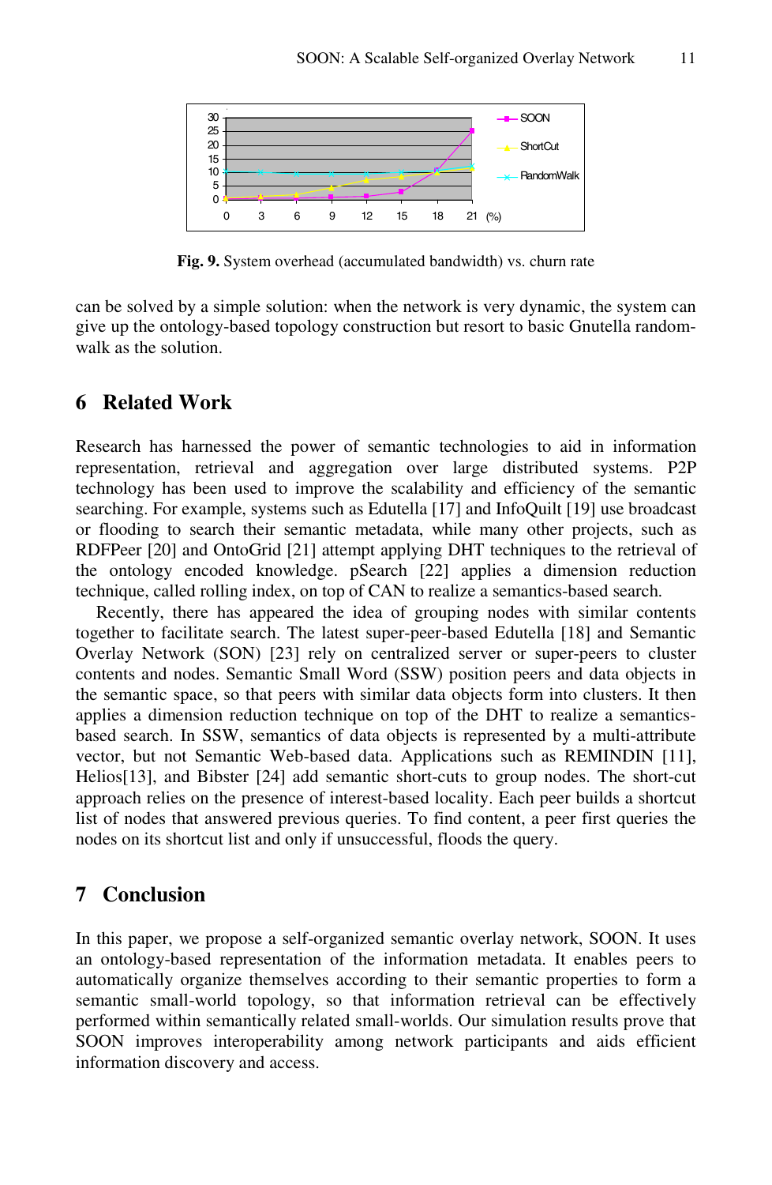Fig. 9. System overhead (accumulated bandwidth) vs. churn rate

can be solved by a simple solution: when the network is very dynamic, the system can give up the ontology-based topology construction but resort to basic Gnutella random-walk as the solution.

## 6 Related Work

Research has harnessed the power of semantic technologies to aid in information representation, retrieval and aggregation over large distributed systems. P2P technology has been used to improve the scalability and efficiency of the semantic searching. For example, systems such as Edutella [17] and InfoQuilt [19] use broadcast or flooding to search their semantic metadata, while many other projects, such as RDFPeer [20] and OntoGrid [21] attempt applying DHT techniques to the retrieval of the ontology encoded knowledge. pSearch [22] applies a dimension reduction technique, called rolling index, on top of CAN to realize a semantics-based search.

Recently, there has appeared the idea of grouping nodes with similar contents together to facilitate search. The latest super-peer-based Edutella [18] and Semantic Overlay Network (SON) [23] rely on centralized server or super-peers to cluster contents and nodes. Semantic Small Word (SSW) position peers and data objects in the semantic space, so that peers with similar data objects form into clusters. It then applies a dimension reduction technique on top of the DHT to realize a semantics-based search. In SSW, semantics of data objects is represented by a multi-attribute vector, but not Semantic Web-based data. Applications such as REMINDIN [11], Helios[13], and Bibster [24] add semantic short-cuts to group nodes. The short-cut approach relies on the presence of interest-based locality. Each peer builds a shortcut list of nodes that answered previous queries. To find content, a peer first queries the nodes on its shortcut list and only if unsuccessful, floods the query.

## 7 Conclusion

In this paper, we propose a self-organized semantic overlay network, SOON. It uses an ontology-based representation of the information metadata. It enables peers to automatically organize themselves according to their semantic properties to form a semantic small-world topology, so that information retrieval can be effectively performed within semantically related small-worlds. Our simulation results prove that SOON improves interoperability among network participants and aids efficient information discovery and access.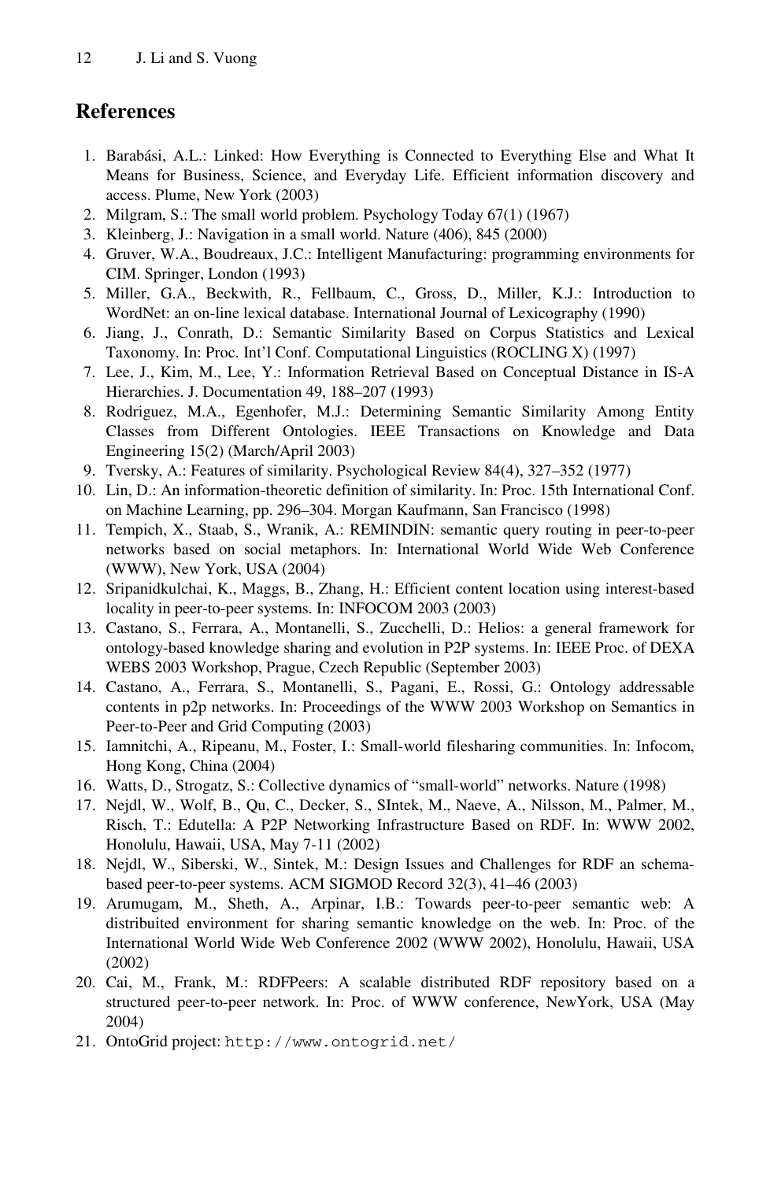## References

1. Barabási, A.L.: Linked: How Everything is Connected to Everything Else and What It Means for Business, Science, and Everyday Life. Efficient information discovery and access. Plume, New York (2003)
2. Milgram, S.: The small world problem. Psychology Today 67(1) (1967)
3. Kleinberg, J.: Navigation in a small world. Nature (406), 845 (2000)
4. Gruver, W.A., Boudreaux, J.C.: Intelligent Manufacturing: programming environments for CIM. Springer, London (1993)
5. Miller, G.A., Beckwith, R., Fellbaum, C., Gross, D., Miller, K.J.: Introduction to WordNet: an on-line lexical database. International Journal of Lexicography (1990)
6. Jiang, J., Conrath, D.: Semantic Similarity Based on Corpus Statistics and Lexical Taxonomy. In: Proc. Int'l Conf. Computational Linguistics (ROCLING X) (1997)
7. Lee, J., Kim, M., Lee, Y.: Information Retrieval Based on Conceptual Distance in IS-A Hierarchies. J. Documentation 49, 188–207 (1993)
8. Rodriguez, M.A., Egenhofer, M.J.: Determining Semantic Similarity Among Entity Classes from Different Ontologies. IEEE Transactions on Knowledge and Data Engineering 15(2) (March/April 2003)
9. Tversky, A.: Features of similarity. Psychological Review 84(4), 327–352 (1977)
10. Lin, D.: An information-theoretic definition of similarity. In: Proc. 15th International Conf. on Machine Learning, pp. 296–304. Morgan Kaufmann, San Francisco (1998)
11. Tempich, X., Staab, S., Wranik, A.: REMINDIN: semantic query routing in peer-to-peer networks based on social metaphors. In: International World Wide Web Conference (WWW), New York, USA (2004)
12. Sripanidkulchai, K., Maggs, B., Zhang, H.: Efficient content location using interest-based locality in peer-to-peer systems. In: INFOCOM 2003 (2003)
13. Castano, S., Ferrara, A., Montanelli, S., Zucchelli, D.: Helios: a general framework for ontology-based knowledge sharing and evolution in P2P systems. In: IEEE Proc. of DEXA WEBS 2003 Workshop, Prague, Czech Republic (September 2003)
14. Castano, A., Ferrara, S., Montanelli, S., Pagani, E., Rossi, G.: Ontology addressable contents in p2p networks. In: Proceedings of the WWW 2003 Workshop on Semantics in Peer-to-Peer and Grid Computing (2003)
15. Iamnitchi, A., Ripeanu, M., Foster, I.: Small-world filesharing communities. In: Infocom, Hong Kong, China (2004)
16. Watts, D., Strogatz, S.: Collective dynamics of "small-world" networks. Nature (1998)
17. Nejdl, W., Wolf, B., Qu, C., Decker, S., SIntek, M., Naeve, A., Nilsson, M., Palmer, M., Risch, T.: Edutella: A P2P Networking Infrastructure Based on RDF. In: WWW 2002, Honolulu, Hawaii, USA, May 7-11 (2002)
18. Nejdl, W., Siberski, W., Sintek, M.: Design Issues and Challenges for RDF an schema-based peer-to-peer systems. ACM SIGMOD Record 32(3), 41–46 (2003)
19. Arumugam, M., Sheth, A., Arpinar, I.B.: Towards peer-to-peer semantic web: A distribuited environment for sharing semantic knowledge on the web. In: Proc. of the International World Wide Web Conference 2002 (WWW 2002), Honolulu, Hawaii, USA (2002)
20. Cai, M., Frank, M.: RDFPeers: A scalable distributed RDF repository based on a structured peer-to-peer network. In: Proc. of WWW conference, NewYork, USA (May 2004)
21. OntoGrid project: http://www.ontogrid.net/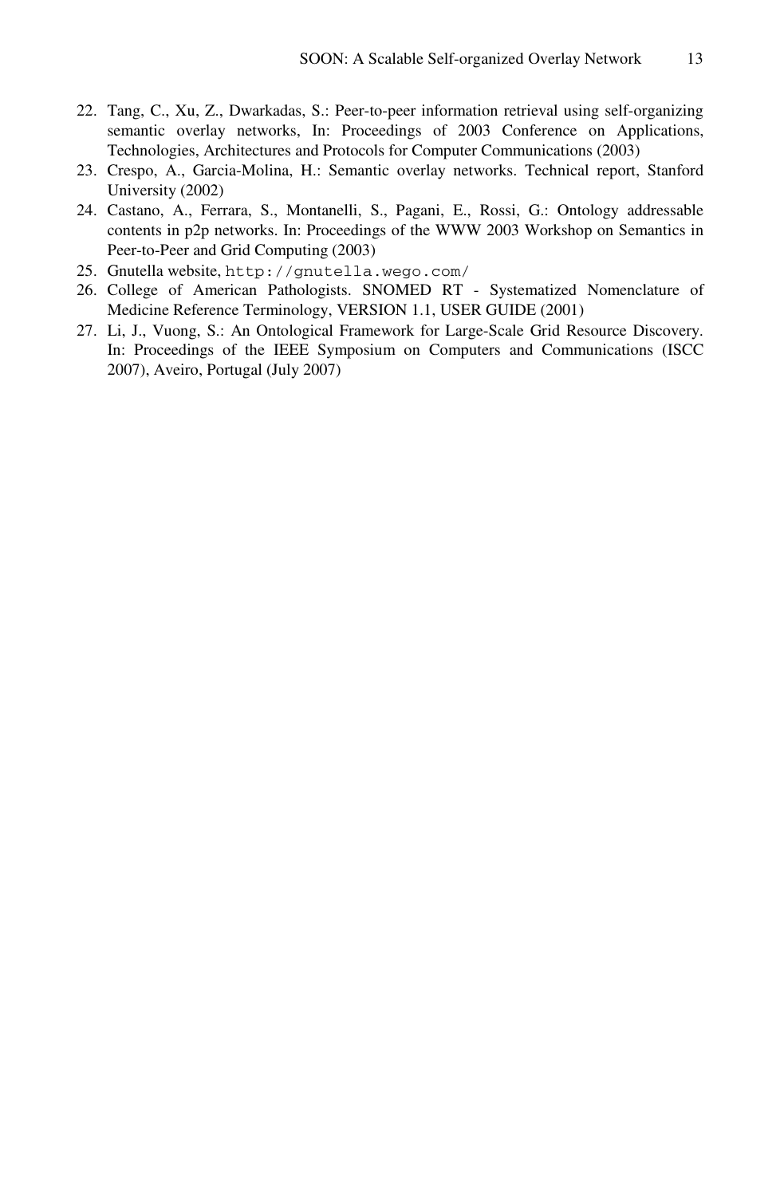22. Tang, C., Xu, Z., Dwarkadas, S.: Peer-to-peer information retrieval using self-organizing semantic overlay networks, In: Proceedings of 2003 Conference on Applications, Technologies, Architectures and Protocols for Computer Communications (2003)
23. Crespo, A., Garcia-Molina, H.: Semantic overlay networks. Technical report, Stanford University (2002)
24. Castano, A., Ferrara, S., Montanelli, S., Pagani, E., Rossi, G.: Ontology addressable contents in p2p networks. In: Proceedings of the WWW 2003 Workshop on Semantics in Peer-to-Peer and Grid Computing (2003)
25. Gnutella website, `http://gnutella.wego.com/`
26. College of American Pathologists. SNOMED RT - Systematized Nomenclature of Medicine Reference Terminology, VERSION 1.1, USER GUIDE (2001)
27. Li, J., Vuong, S.: An Ontological Framework for Large-Scale Grid Resource Discovery. In: Proceedings of the IEEE Symposium on Computers and Communications (ISCC 2007), Aveiro, Portugal (July 2007)